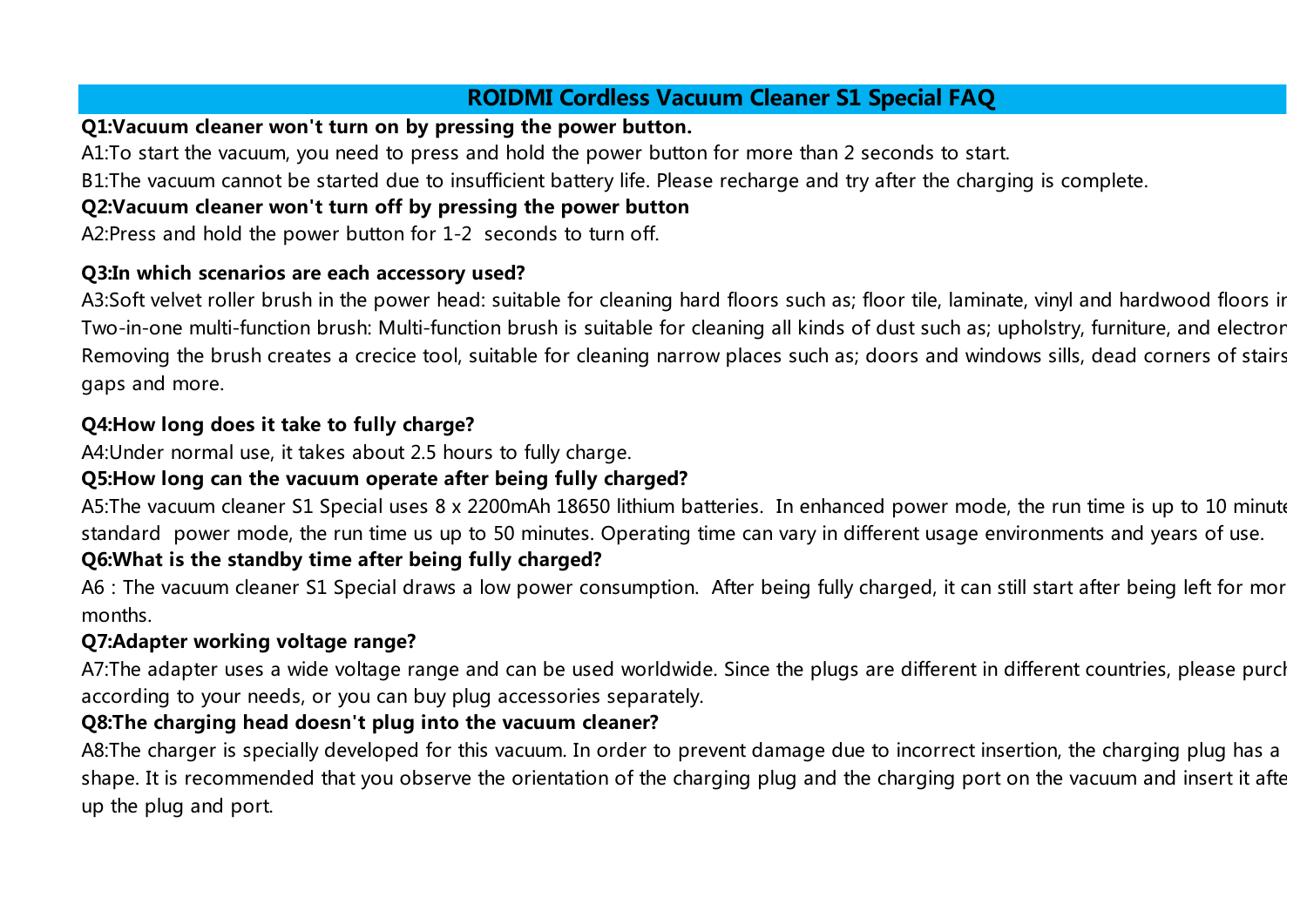# ROIDMI Cordless Vacuum Cleaner S1 Special FAQ

**Q1:Vacuum cleaner won't turn on by pressing the power button.**

A1:To start the vacuum, you need to press and hold the power button for more than 2 seconds to start.

B1:The vacuum cannot be started due to insufficient battery life. Please recharge and try after the charging is complete.

**Q2:Vacuum cleaner won't turn off by pressing the power button**

A2:Press and hold the power button for 1-2 seconds to turn off.

**Q3:In which scenarios are each accessory used?**

A3:Soft velvet roller brush in the power head: suitable for cleaning hard floors such as; floor tile, laminate, vinyl and hardwood floors ir
Two-in-one multi-function brush: Multi-function brush is suitable for cleaning all kinds of dust such as; upholstry, furniture, and electror
Removing the brush creates a crecice tool, suitable for cleaning narrow places such as; doors and windows sills, dead corners of stairs
gaps and more.

**Q4:How long does it take to fully charge?**

A4:Under normal use, it takes about 2.5 hours to fully charge.

**Q5:How long can the vacuum operate after being fully charged?**

A5:The vacuum cleaner S1 Special uses 8 x 2200mAh 18650 lithium batteries. In enhanced power mode, the run time is up to 10 minute
standard power mode, the run time us up to 50 minutes. Operating time can vary in different usage environments and years of use.

**Q6:What is the standby time after being fully charged?**

A6 : The vacuum cleaner S1 Special draws a low power consumption. After being fully charged, it can still start after being left for mor
months.

**Q7:Adapter working voltage range?**

A7:The adapter uses a wide voltage range and can be used worldwide. Since the plugs are different in different countries, please purch
according to your needs, or you can buy plug accessories separately.

**Q8:The charging head doesn't plug into the vacuum cleaner?**

A8:The charger is specially developed for this vacuum. In order to prevent damage due to incorrect insertion, the charging plug has a
shape. It is recommended that you observe the orientation of the charging plug and the charging port on the vacuum and insert it afte
up the plug and port.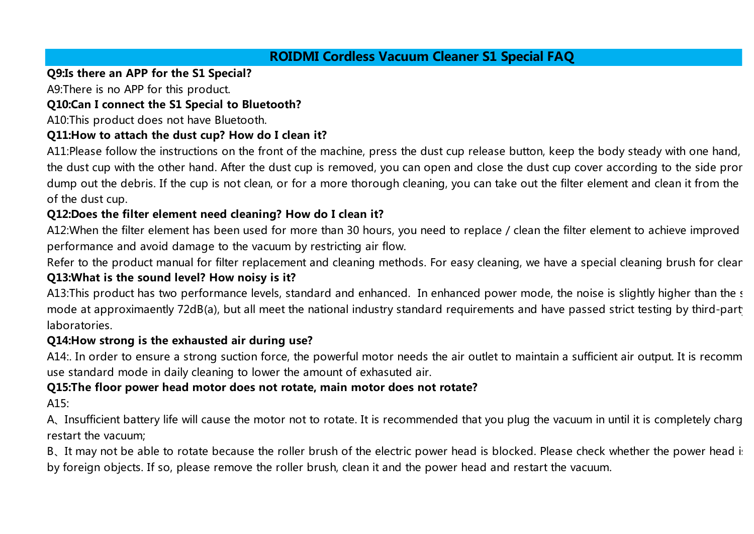# ROIDMI Cordless Vacuum Cleaner S1 Special FAQ

**Q9:Is there an APP for the S1 Special?**

A9:There is no APP for this product.

**Q10:Can I connect the S1 Special to Bluetooth?**

A10:This product does not have Bluetooth.

**Q11:How to attach the dust cup? How do I clean it?**

A11:Please follow the instructions on the front of the machine, press the dust cup release button, keep the body steady with one hand, the dust cup with the other hand. After the dust cup is removed, you can open and close the dust cup cover according to the side pror dump out the debris. If the cup is not clean, or for a more thorough cleaning, you can take out the filter element and clean it from the of the dust cup.

**Q12:Does the filter element need cleaning? How do I clean it?**

A12:When the filter element has been used for more than 30 hours, you need to replace / clean the filter element to achieve improved performance and avoid damage to the vacuum by restricting air flow.

Refer to the product manual for filter replacement and cleaning methods. For easy cleaning, we have a special cleaning brush for clean

**Q13:What is the sound level? How noisy is it?**

A13:This product has two performance levels, standard and enhanced. In enhanced power mode, the noise is slightly higher than the s mode at approximaently 72dB(a), but all meet the national industry standard requirements and have passed strict testing by third-party laboratories.

**Q14:How strong is the exhausted air during use?**

A14:. In order to ensure a strong suction force, the powerful motor needs the air outlet to maintain a sufficient air output. It is recomm use standard mode in daily cleaning to lower the amount of exhausted air.

**Q15:The floor power head motor does not rotate, main motor does not rotate?**

A15:

A、Insufficient battery life will cause the motor not to rotate. It is recommended that you plug the vacuum in until it is completely charg restart the vacuum;

B、It may not be able to rotate because the roller brush of the electric power head is blocked. Please check whether the power head is by foreign objects. If so, please remove the roller brush, clean it and the power head and restart the vacuum.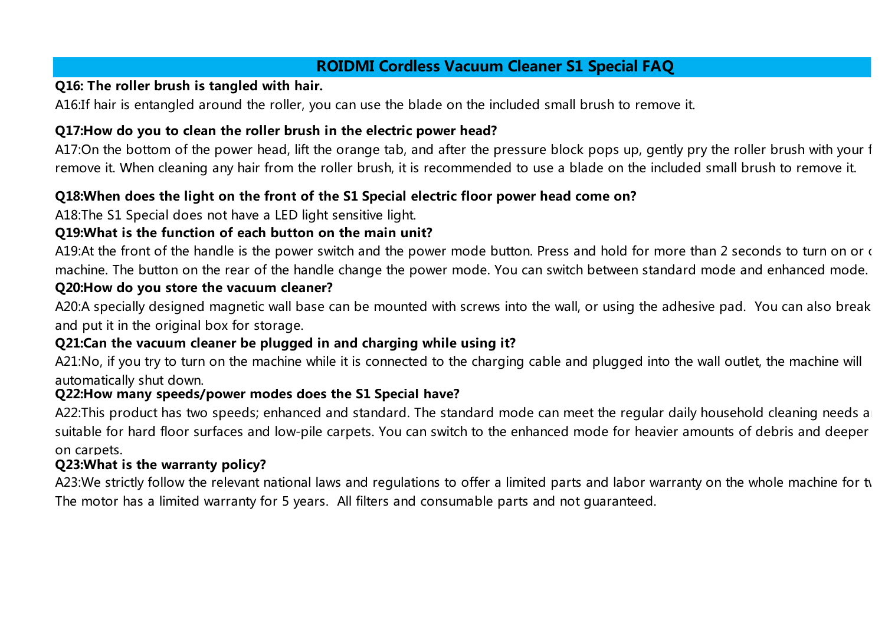## ROIDMI Cordless Vacuum Cleaner S1 Special FAQ

**Q16: The roller brush is tangled with hair.**

A16:If hair is entangled around the roller, you can use the blade on the included small brush to remove it.

**Q17:How do you to clean the roller brush in the electric power head?**

A17:On the bottom of the power head, lift the orange tab, and after the pressure block pops up, gently pry the roller brush with your f remove it. When cleaning any hair from the roller brush, it is recommended to use a blade on the included small brush to remove it.

**Q18:When does the light on the front of the S1 Special electric floor power head come on?**

A18:The S1 Special does not have a LED light sensitive light.

**Q19:What is the function of each button on the main unit?**

A19:At the front of the handle is the power switch and the power mode button. Press and hold for more than 2 seconds to turn on or o machine. The button on the rear of the handle change the power mode. You can switch between standard mode and enhanced mode.

**Q20:How do you store the vacuum cleaner?**

A20:A specially designed magnetic wall base can be mounted with screws into the wall, or using the adhesive pad. You can also break and put it in the original box for storage.

**Q21:Can the vacuum cleaner be plugged in and charging while using it?**

A21:No, if you try to turn on the machine while it is connected to the charging cable and plugged into the wall outlet, the machine will automatically shut down.

**Q22:How many speeds/power modes does the S1 Special have?**

A22:This product has two speeds; enhanced and standard. The standard mode can meet the regular daily household cleaning needs a suitable for hard floor surfaces and low-pile carpets. You can switch to the enhanced mode for heavier amounts of debris and deeper on carpets.

**Q23:What is the warranty policy?**

A23:We strictly follow the relevant national laws and regulations to offer a limited parts and labor warranty on the whole machine for tw The motor has a limited warranty for 5 years. All filters and consumable parts and not guaranteed.